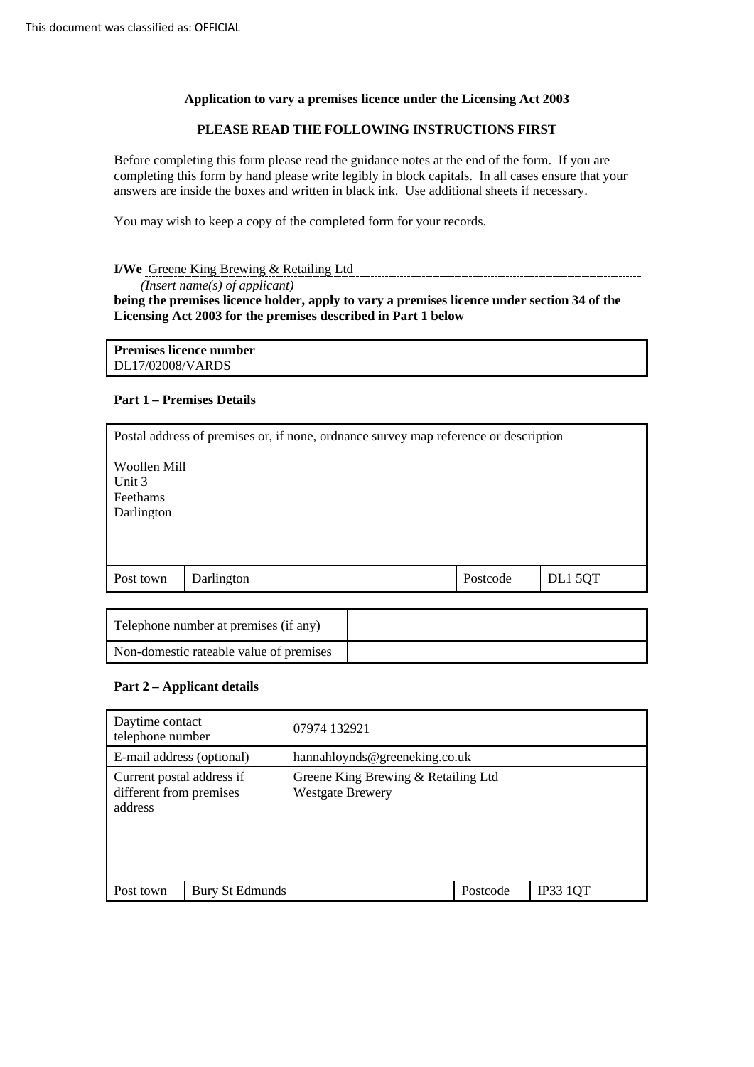This document was classified as: OFFICIAL

**Application to vary a premises licence under the Licensing Act 2003**

**PLEASE READ THE FOLLOWING INSTRUCTIONS FIRST**

Before completing this form please read the guidance notes at the end of the form. If you are completing this form by hand please write legibly in block capitals. In all cases ensure that your answers are inside the boxes and written in black ink. Use additional sheets if necessary.

You may wish to keep a copy of the completed form for your records.

**I/We** Greene King Brewing & Retailing Ltd
*(Insert name(s) of applicant)*
**being the premises licence holder, apply to vary a premises licence under section 34 of the Licensing Act 2003 for the premises described in Part 1 below**

| **Premises licence number** |
|---|
| DL17/02008/VARDS |

**Part 1 – Premises Details**

| Postal address of premises or, if none, ordnance survey map reference or description | | | |
|---|---|---|---|
| Woollen Mill<br>Unit 3<br>Feethams<br>Darlington | | | |
| Post town | Darlington | Postcode | DL1 5QT |

| | |
|---|---|
| Telephone number at premises (if any) | |
| Non-domestic rateable value of premises | |

**Part 2 – Applicant details**

| | | | |
|---|---|---|---|
| Daytime contact telephone number | 07974 132921 | | |
| E-mail address (optional) | hannahloynds@greeneking.co.uk | | |
| Current postal address if different from premises address | Greene King Brewing & Retailing Ltd<br>Westgate Brewery | | |
| Post town | Bury St Edmunds | Postcode | IP33 1QT |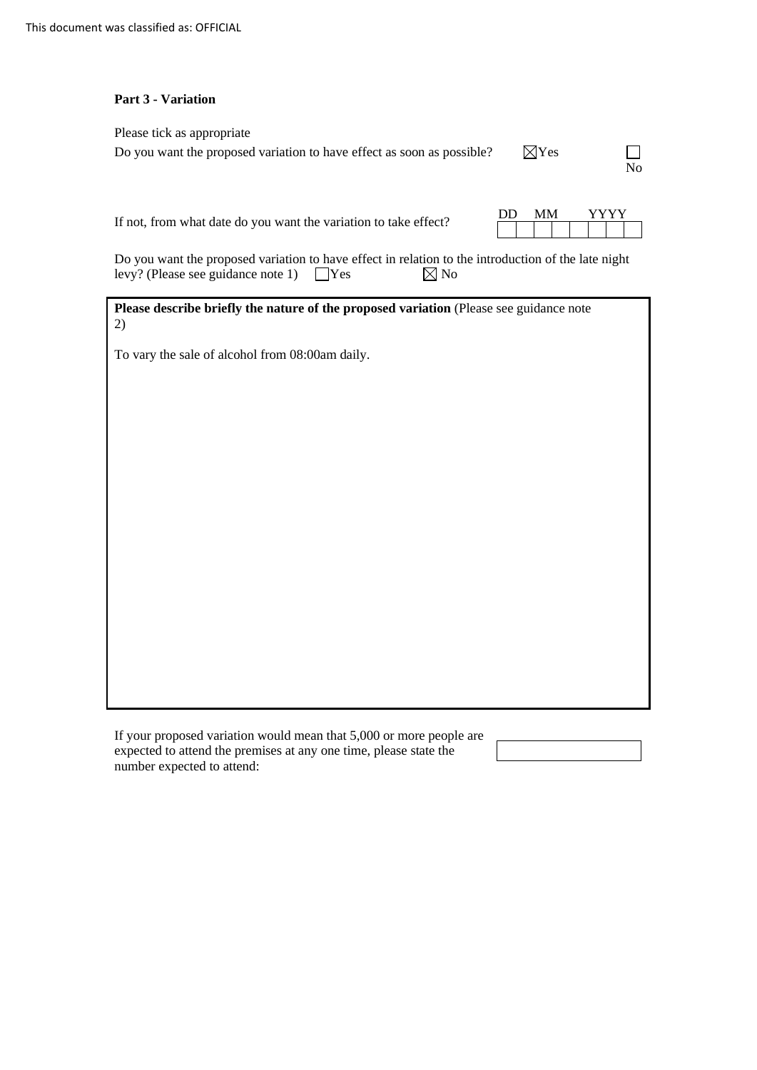## Part 3 - Variation

Please tick as appropriate

Do you want the proposed variation to have effect as soon as possible? ☒ Yes ☐ No

If not, from what date do you want the variation to take effect?

| DD | MM | YYYY |
|---|---|---|
| | | |

Do you want the proposed variation to have effect in relation to the introduction of the late night levy? (Please see guidance note 1) ☐ Yes ☒ No

**Please describe briefly the nature of the proposed variation** (Please see guidance note 2)

To vary the sale of alcohol from 08:00am daily.

If your proposed variation would mean that 5,000 or more people are expected to attend the premises at any one time, please state the number expected to attend: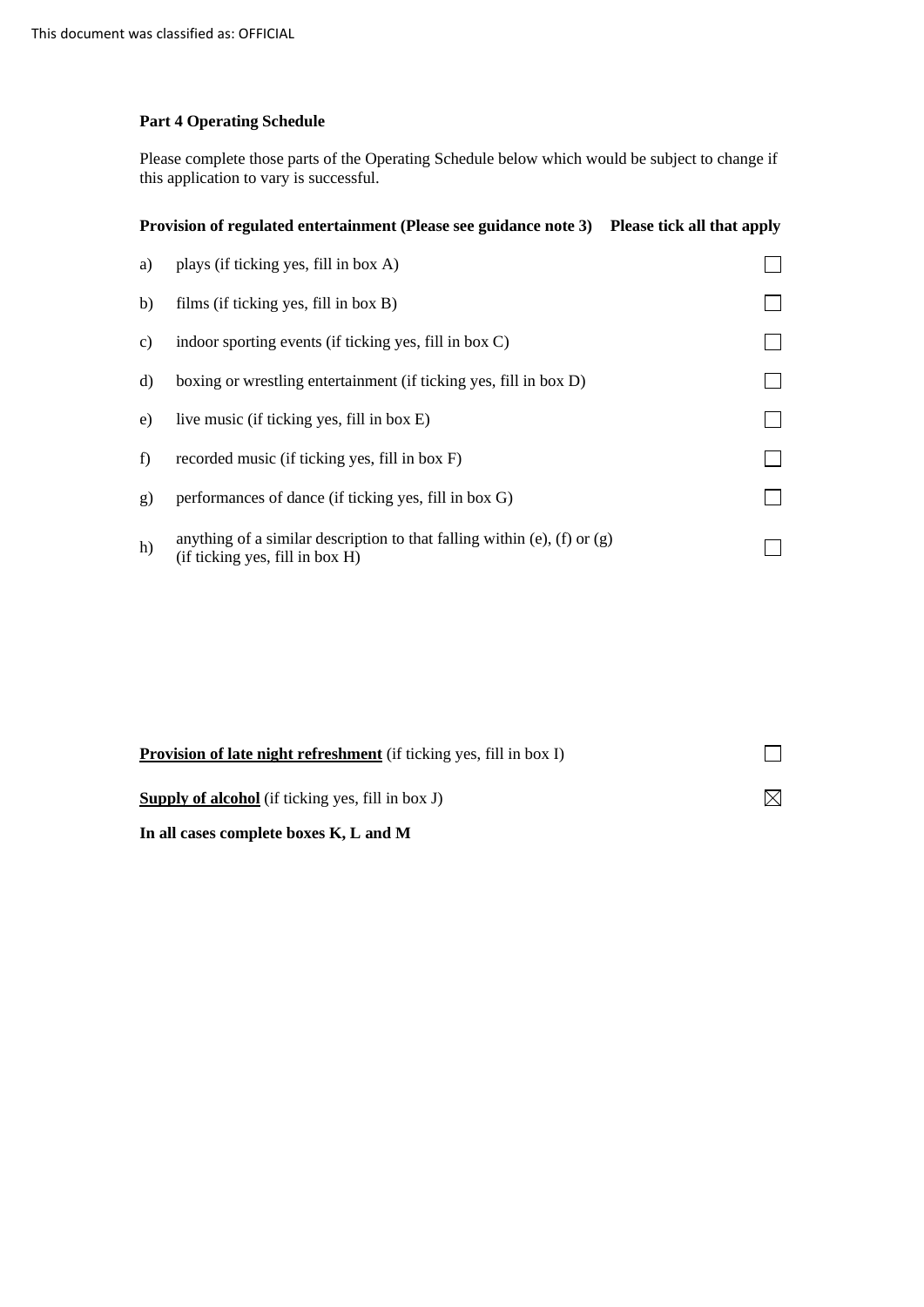**Part 4 Operating Schedule**

Please complete those parts of the Operating Schedule below which would be subject to change if this application to vary is successful.

| **Provision of regulated entertainment (Please see guidance note 3)** | | **Please tick all that apply** |
|---|---|---|
| a) | plays (if ticking yes, fill in box A) | ☐ |
| b) | films (if ticking yes, fill in box B) | ☐ |
| c) | indoor sporting events (if ticking yes, fill in box C) | ☐ |
| d) | boxing or wrestling entertainment (if ticking yes, fill in box D) | ☐ |
| e) | live music (if ticking yes, fill in box E) | ☐ |
| f) | recorded music (if ticking yes, fill in box F) | ☐ |
| g) | performances of dance (if ticking yes, fill in box G) | ☐ |
| h) | anything of a similar description to that falling within (e), (f) or (g) (if ticking yes, fill in box H) | ☐ |

| | |
|---|---|
| **Provision of late night refreshment** (if ticking yes, fill in box I) | ☐ |
| **Supply of alcohol** (if ticking yes, fill in box J) | ☒ |

**In all cases complete boxes K, L and M**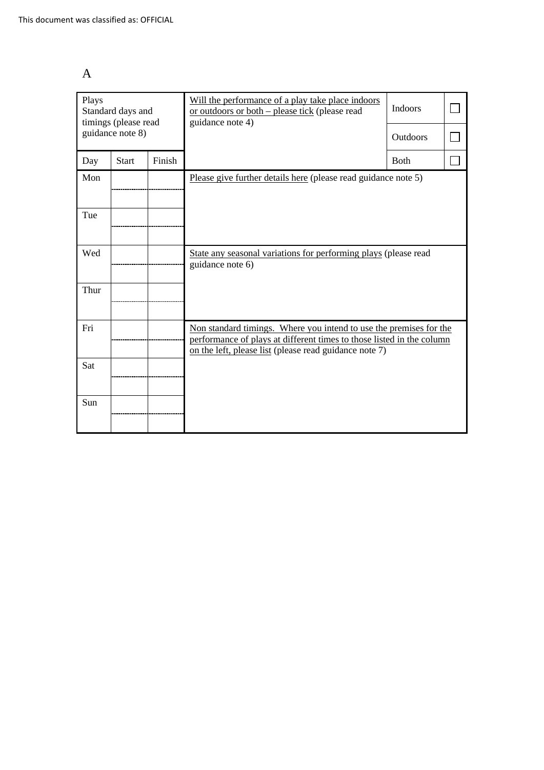A

| Plays<br>Standard days and timings (please read guidance note 8) | | | Will the performance of a play take place indoors or outdoors or both – please tick (please read guidance note 4) | Indoors | ☐ |
|---|---|---|---|---|---|
| | | | | Outdoors | ☐ |
| Day | Start | Finish | | Both | ☐ |
| Mon | | | Please give further details here (please read guidance note 5) | | |
| | | | | | |
| Tue | | | | | |
| | | | | | |
| Wed | | | State any seasonal variations for performing plays (please read guidance note 6) | | |
| | | | | | |
| Thur | | | | | |
| | | | | | |
| Fri | | | Non standard timings. Where you intend to use the premises for the performance of plays at different times to those listed in the column on the left, please list (please read guidance note 7) | | |
| | | | | | |
| Sat | | | | | |
| | | | | | |
| Sun | | | | | |
| | | | | | |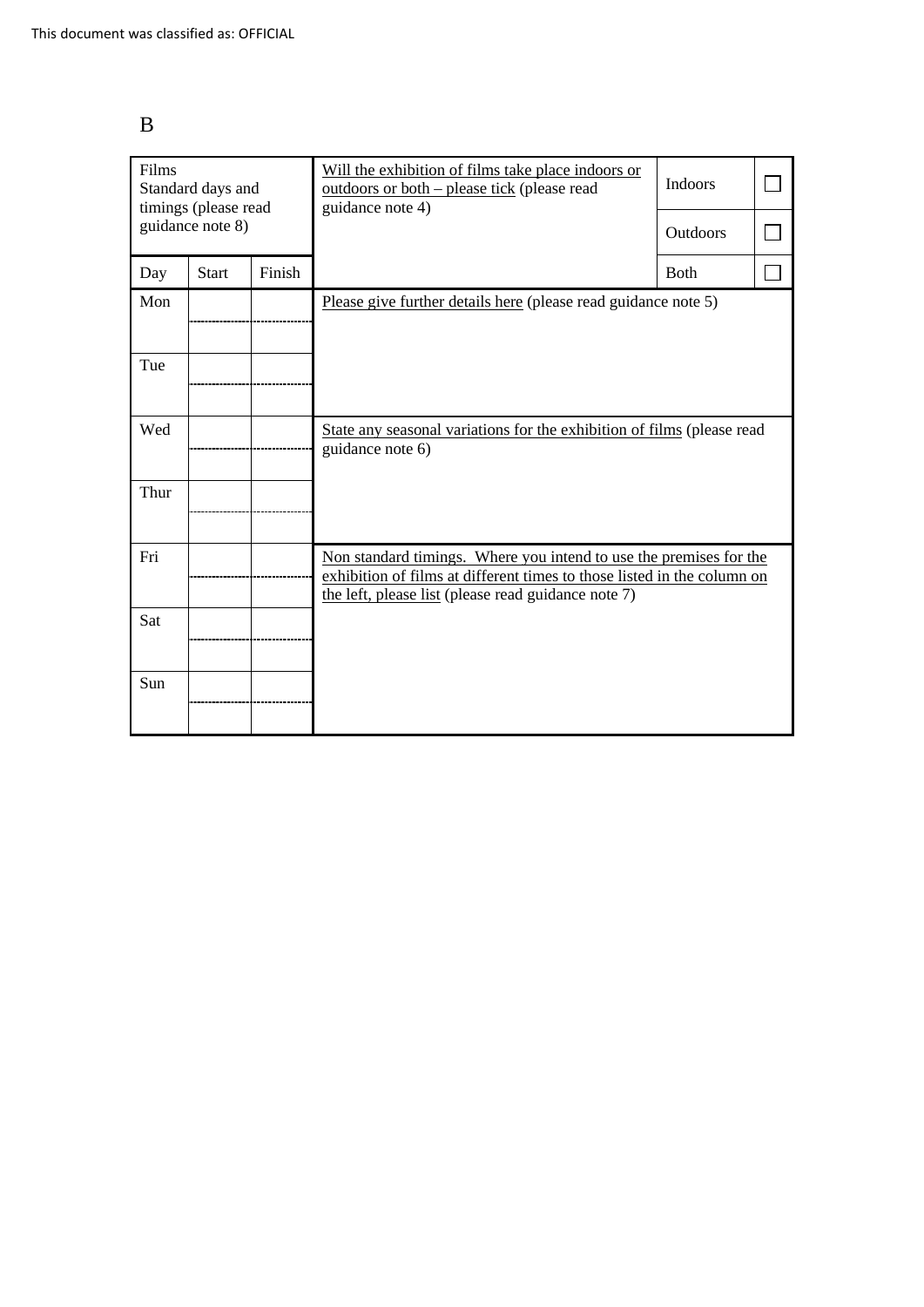B

| Films<br>Standard days and timings (please read guidance note 8) | | | Will the exhibition of films take place indoors or outdoors or both – please tick (please read guidance note 4) | Indoors | ☐ |
|---|---|---|---|---|---|
| | | | | Outdoors | ☐ |
| Day | Start | Finish | | Both | ☐ |
| Mon | | | Please give further details here (please read guidance note 5) | | |
| Tue | | | | | |
| Wed | | | State any seasonal variations for the exhibition of films (please read guidance note 6) | | |
| Thur | | | | | |
| Fri | | | Non standard timings. Where you intend to use the premises for the exhibition of films at different times to those listed in the column on the left, please list (please read guidance note 7) | | |
| Sat | | | | | |
| Sun | | | | | |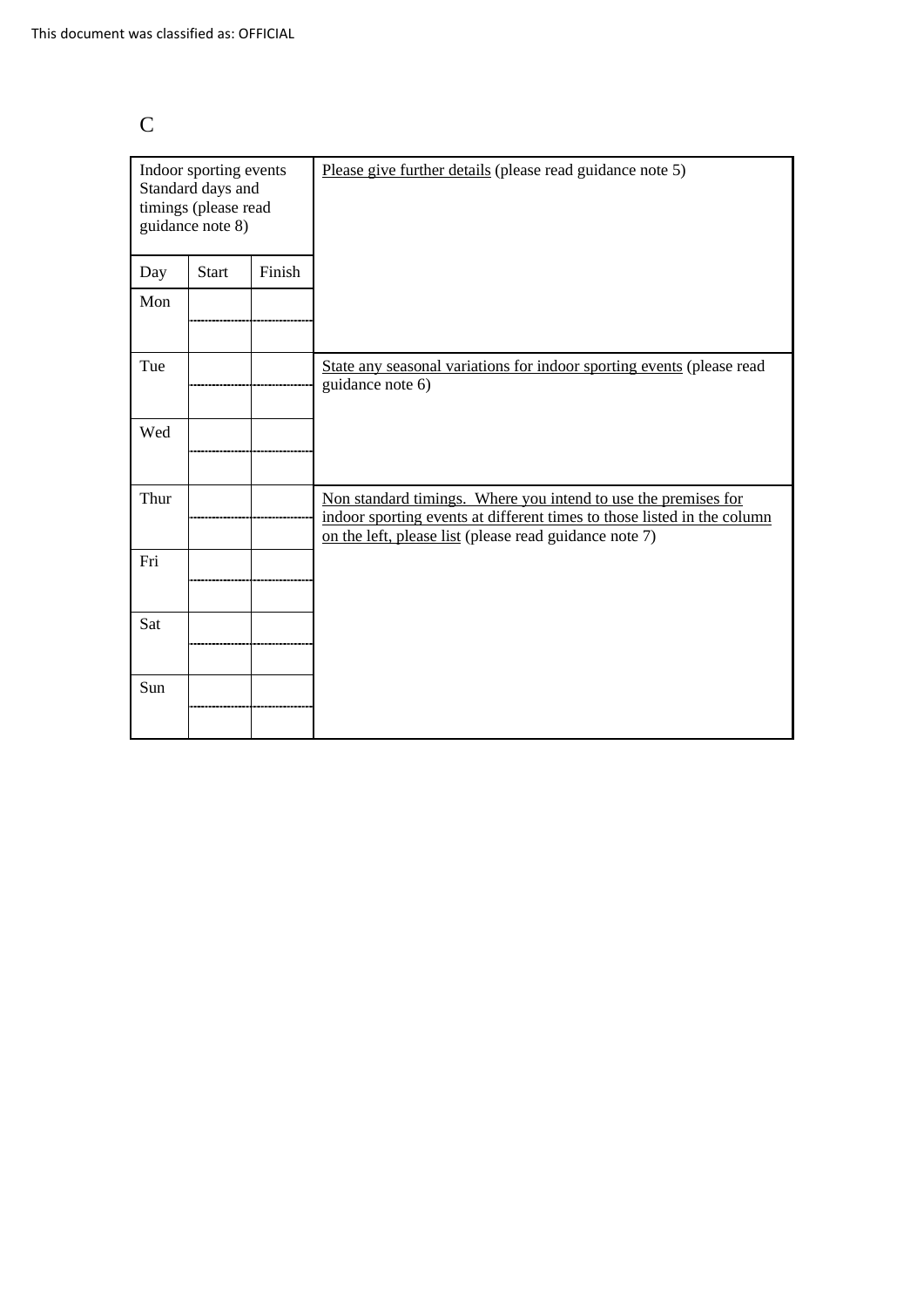C

| Indoor sporting events Standard days and timings (please read guidance note 8) | | | Please give further details (please read guidance note 5) |
|---|---|---|---|
| Day | Start | Finish | |
| Mon | | | |
| | | | |
| Tue | | | State any seasonal variations for indoor sporting events (please read guidance note 6) |
| | | | |
| Wed | | | |
| | | | |
| Thur | | | Non standard timings. Where you intend to use the premises for indoor sporting events at different times to those listed in the column on the left, please list (please read guidance note 7) |
| | | | |
| Fri | | | |
| | | | |
| Sat | | | |
| | | | |
| Sun | | | |
| | | | |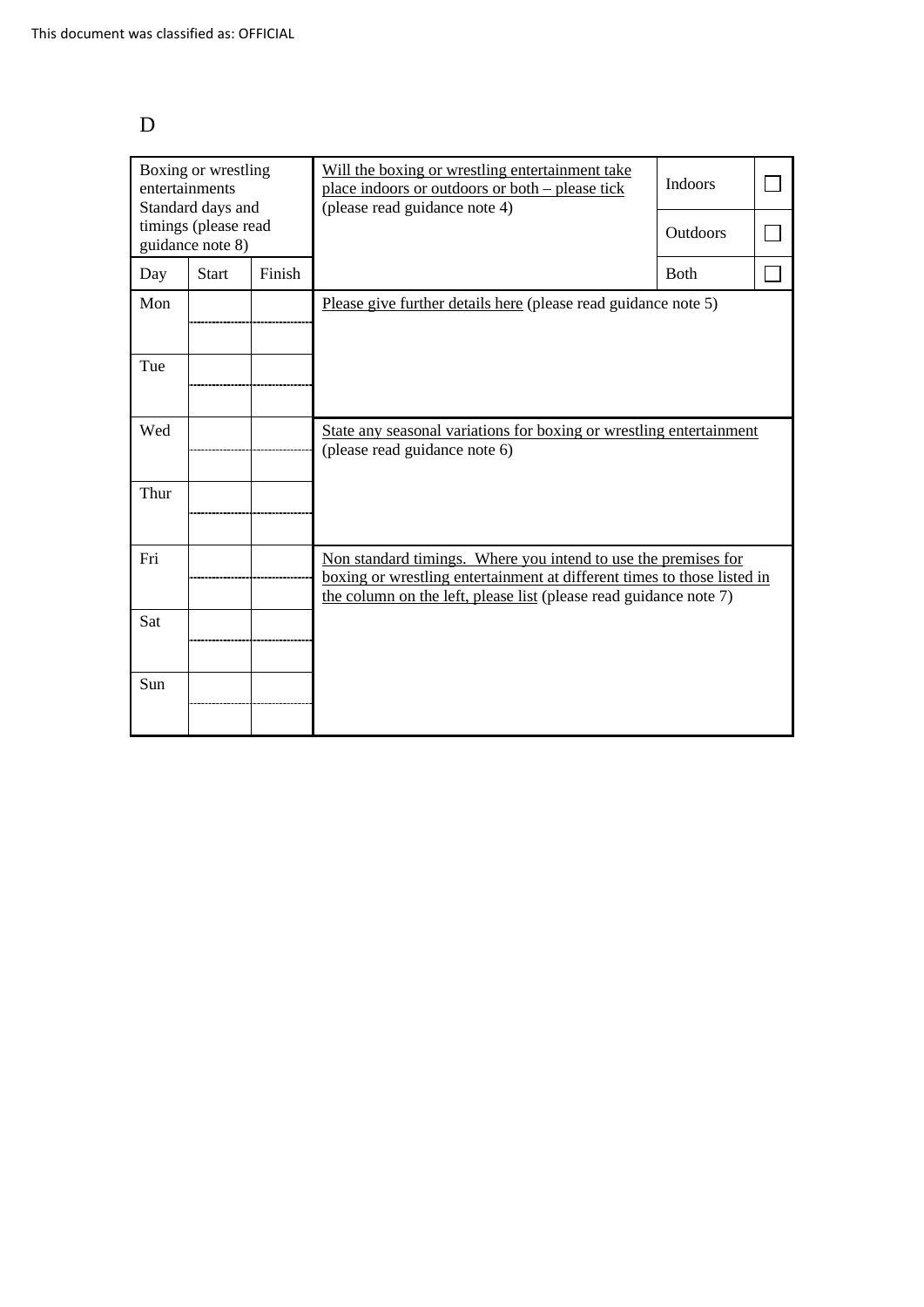D

| Boxing or wrestling entertainments Standard days and timings (please read guidance note 8) | | | Will the boxing or wrestling entertainment take place indoors or outdoors or both – please tick (please read guidance note 4) | Indoors | ☐ |
|---|---|---|---|---|---|
| | | | | Outdoors | ☐ |
| Day | Start | Finish | | Both | ☐ |
| Mon | | | Please give further details here (please read guidance note 5) | | |
| Tue | | | | | |
| Wed | | | State any seasonal variations for boxing or wrestling entertainment (please read guidance note 6) | | |
| Thur | | | | | |
| Fri | | | Non standard timings. Where you intend to use the premises for boxing or wrestling entertainment at different times to those listed in the column on the left, please list (please read guidance note 7) | | |
| Sat | | | | | |
| Sun | | | | | |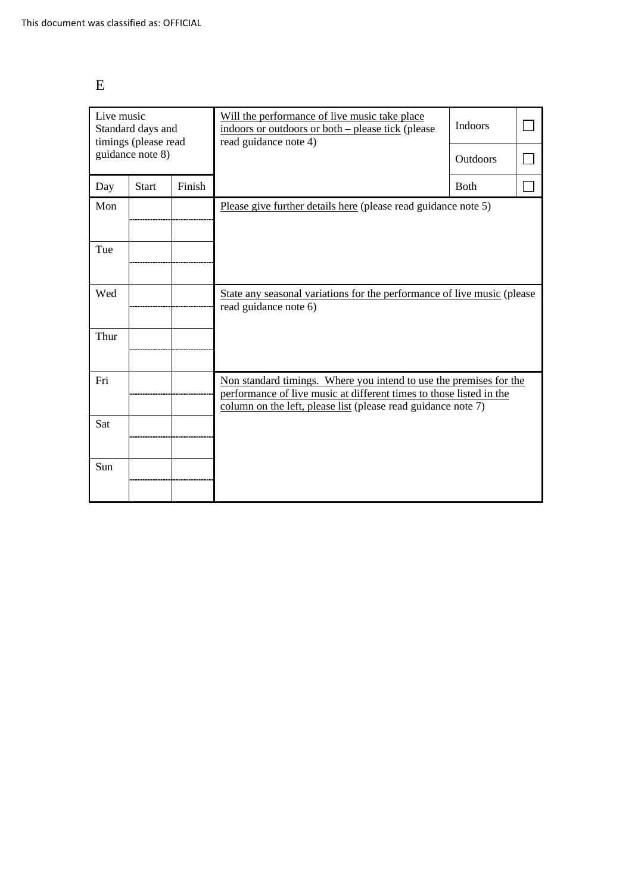E

| Live music Standard days and timings (please read guidance note 8) | | | Will the performance of live music take place indoors or outdoors or both – please tick (please read guidance note 4) | Indoors | ☐ |
|---|---|---|---|---|---|
| | | | | Outdoors | ☐ |
| Day | Start | Finish | | Both | ☐ |
| Mon | | | Please give further details here (please read guidance note 5) | | |
| | | | | | |
| Tue | | | | | |
| | | | | | |
| Wed | | | State any seasonal variations for the performance of live music (please read guidance note 6) | | |
| | | | | | |
| Thur | | | | | |
| | | | | | |
| Fri | | | Non standard timings. Where you intend to use the premises for the performance of live music at different times to those listed in the column on the left, please list (please read guidance note 7) | | |
| | | | | | |
| Sat | | | | | |
| | | | | | |
| Sun | | | | | |
| | | | | | |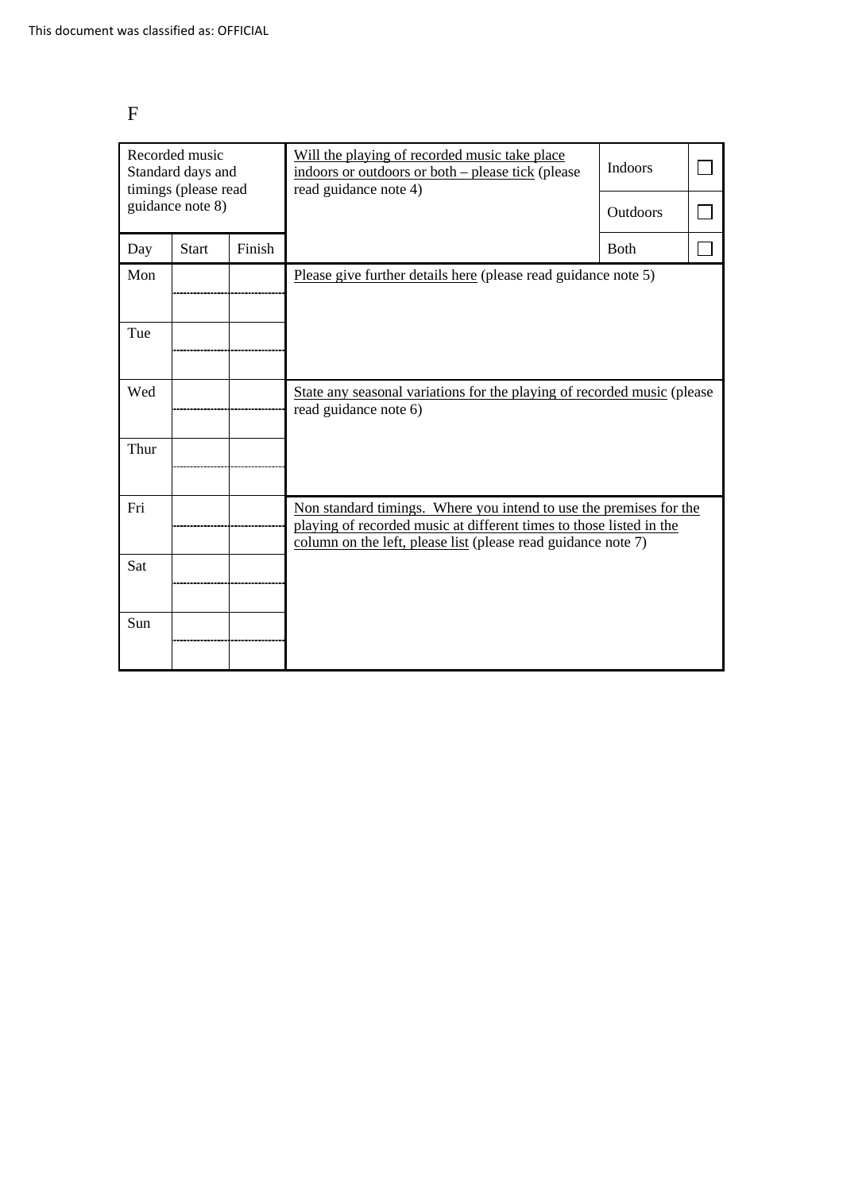F

| Recorded music Standard days and timings (please read guidance note 8) | | | Will the playing of recorded music take place indoors or outdoors or both – please tick (please read guidance note 4) | Indoors | ☐ |
|---|---|---|---|---|---|
| | | | | Outdoors | ☐ |
| Day | Start | Finish | | Both | ☐ |
| Mon | | | Please give further details here (please read guidance note 5) | | |
| | | | | | |
| Tue | | | | | |
| | | | | | |
| Wed | | | State any seasonal variations for the playing of recorded music (please read guidance note 6) | | |
| | | | | | |
| Thur | | | | | |
| | | | | | |
| Fri | | | Non standard timings. Where you intend to use the premises for the playing of recorded music at different times to those listed in the column on the left, please list (please read guidance note 7) | | |
| | | | | | |
| Sat | | | | | |
| | | | | | |
| Sun | | | | | |
| | | | | | |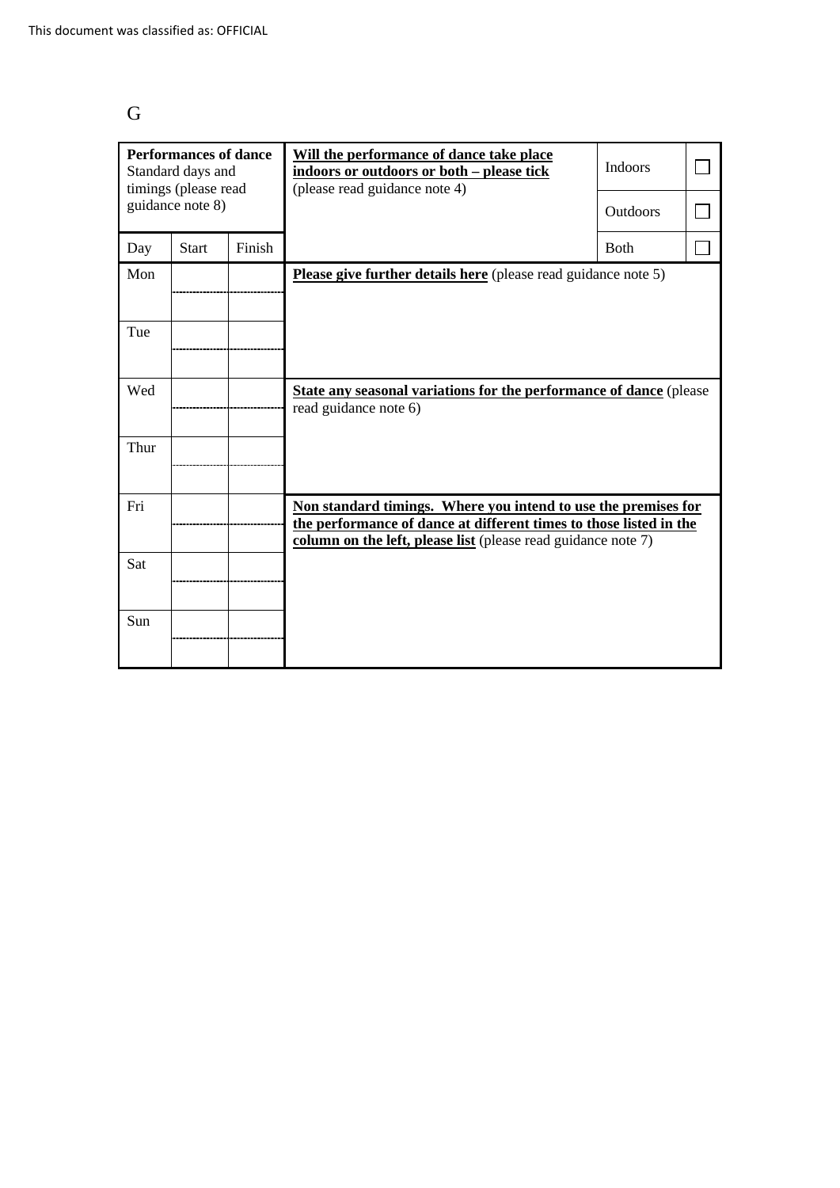G

| **Performances of dance** Standard days and timings (please read guidance note 8) | | | **Will the performance of dance take place indoors or outdoors or both – please tick** (please read guidance note 4) | Indoors | ☐ |
|---|---|---|---|---|---|
| | | | | Outdoors | ☐ |
| Day | Start | Finish | | Both | ☐ |
| Mon | | | **Please give further details here** (please read guidance note 5) | | |
| | | | | | |
| Tue | | | | | |
| | | | | | |
| Wed | | | **State any seasonal variations for the performance of dance** (please read guidance note 6) | | |
| | | | | | |
| Thur | | | | | |
| | | | | | |
| Fri | | | **Non standard timings. Where you intend to use the premises for the performance of dance at different times to those listed in the column on the left, please list** (please read guidance note 7) | | |
| | | | | | |
| Sat | | | | | |
| | | | | | |
| Sun | | | | | |
| | | | | | |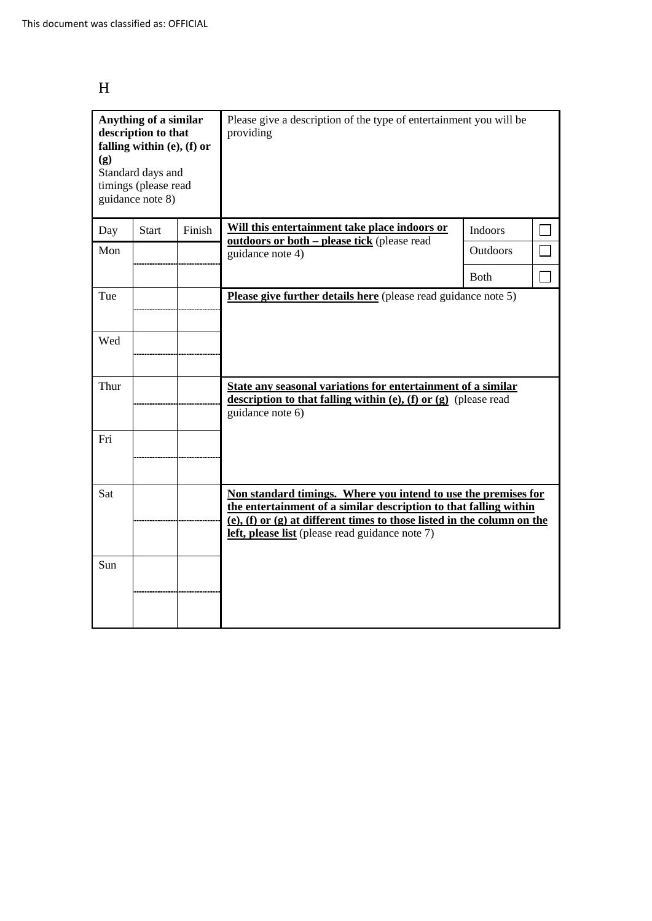This document was classified as: OFFICIAL

H

| **Anything of a similar description to that falling within (e), (f) or (g)** Standard days and timings (please read guidance note 8) | | | Please give a description of the type of entertainment you will be providing | | |
|---|---|---|---|---|---|
| Day | Start | Finish | **Will this entertainment take place indoors or outdoors or both – please tick** (please read guidance note 4) | Indoors | ☐ |
| Mon | | | | Outdoors | ☐ |
| | | | | Both | ☐ |
| Tue | | | **Please give further details here** (please read guidance note 5) | | |
| Wed | | | | | |
| Thur | | | **State any seasonal variations for entertainment of a similar description to that falling within (e), (f) or (g)** (please read guidance note 6) | | |
| Fri | | | | | |
| Sat | | | **Non standard timings. Where you intend to use the premises for the entertainment of a similar description to that falling within (e), (f) or (g) at different times to those listed in the column on the left, please list** (please read guidance note 7) | | |
| Sun | | | | | |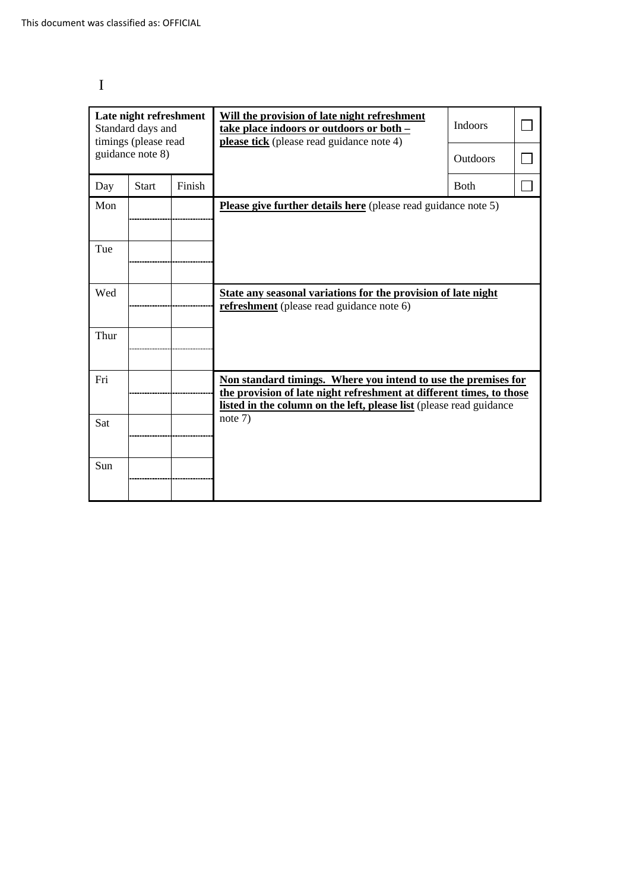I

| **Late night refreshment** Standard days and timings (please read guidance note 8) | | | **Will the provision of late night refreshment take place indoors or outdoors or both – please tick** (please read guidance note 4) | Indoors | ☐ |
|---|---|---|---|---|---|
| | | | | Outdoors | ☐ |
| Day | Start | Finish | | Both | ☐ |
| Mon | | | **Please give further details here** (please read guidance note 5) | | |
| Tue | | | | | |
| Wed | | | **State any seasonal variations for the provision of late night refreshment** (please read guidance note 6) | | |
| Thur | | | | | |
| Fri | | | **Non standard timings. Where you intend to use the premises for the provision of late night refreshment at different times, to those listed in the column on the left, please list** (please read guidance note 7) | | |
| Sat | | | | | |
| Sun | | | | | |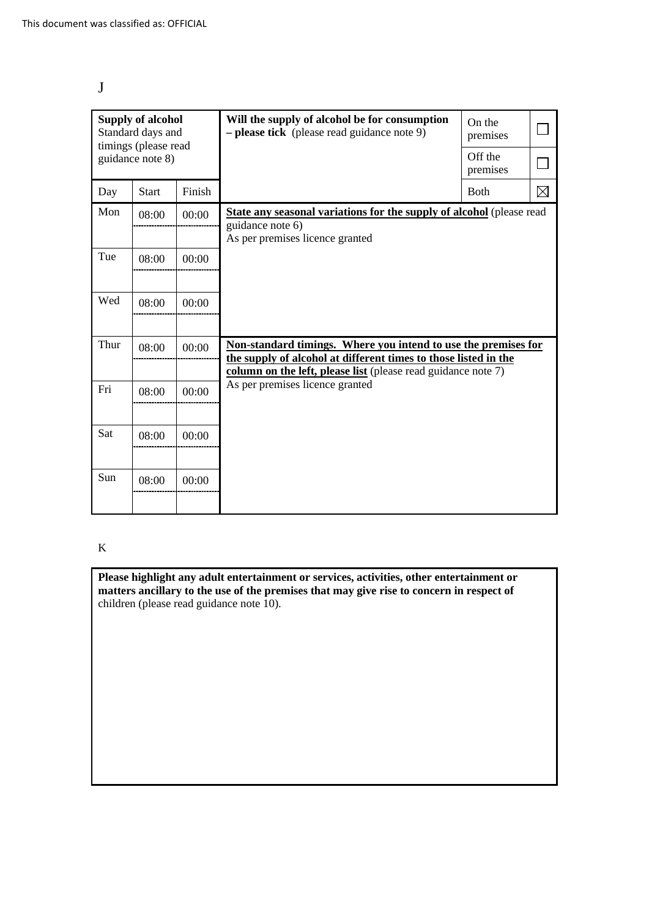J

| Supply of alcohol Standard days and timings (please read guidance note 8) | | | Will the supply of alcohol be for consumption – please tick (please read guidance note 9) | | |
|---|---|---|---|---|---|
| | | | | On the premises | ☐ |
| | | | | Off the premises | ☐ |
| Day | Start | Finish | | Both | ☒ |
| Mon | 08:00 | 00:00 | **State any seasonal variations for the supply of alcohol** (please read guidance note 6) As per premises licence granted | | |
| Tue | 08:00 | 00:00 | | | |
| Wed | 08:00 | 00:00 | | | |
| Thur | 08:00 | 00:00 | **Non-standard timings. Where you intend to use the premises for the supply of alcohol at different times to those listed in the column on the left, please list** (please read guidance note 7) As per premises licence granted | | |
| Fri | 08:00 | 00:00 | | | |
| Sat | 08:00 | 00:00 | | | |
| Sun | 08:00 | 00:00 | | | |

K

| **Please highlight any adult entertainment or services, activities, other entertainment or matters ancillary to the use of the premises that may give rise to concern in respect of** children (please read guidance note 10). |
|---|
| |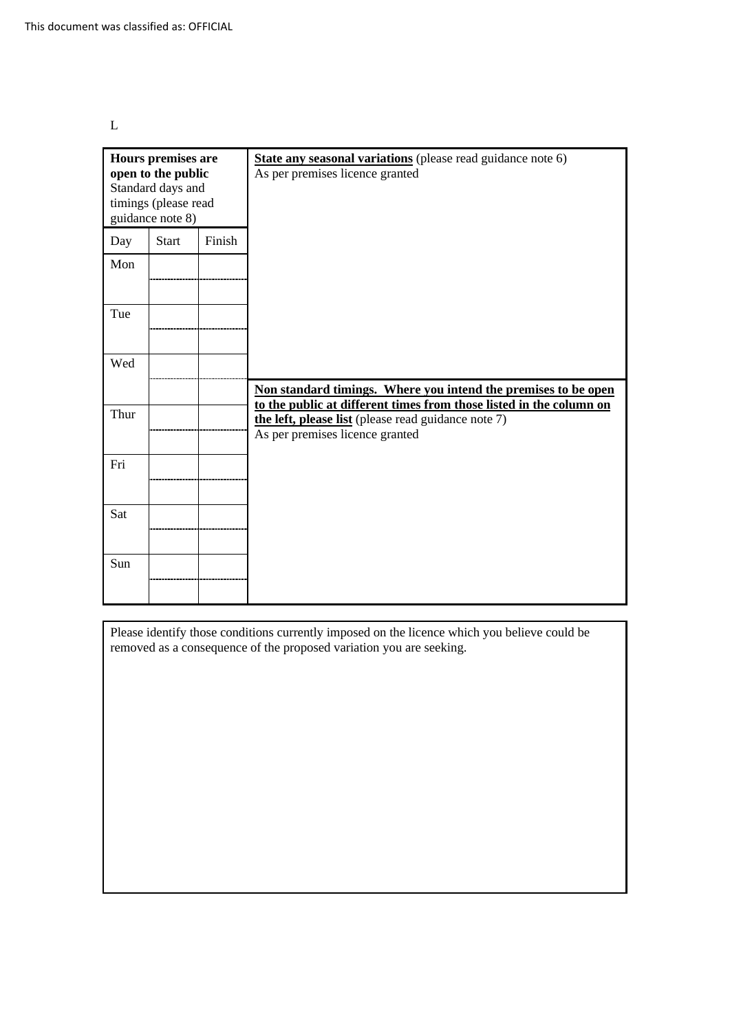L

| **Hours premises are open to the public** Standard days and timings (please read guidance note 8) | | |
|---|---|---|
| Day | Start | Finish |
| Mon | | |
| | | |
| Tue | | |
| | | |
| Wed | | |
| | | |
| Thur | | |
| | | |
| Fri | | |
| | | |
| Sat | | |
| | | |
| Sun | | |
| | | |

**State any seasonal variations** (please read guidance note 6)
As per premises licence granted

**Non standard timings. Where you intend the premises to be open to the public at different times from those listed in the column on the left, please list** (please read guidance note 7)
As per premises licence granted

Please identify those conditions currently imposed on the licence which you believe could be removed as a consequence of the proposed variation you are seeking.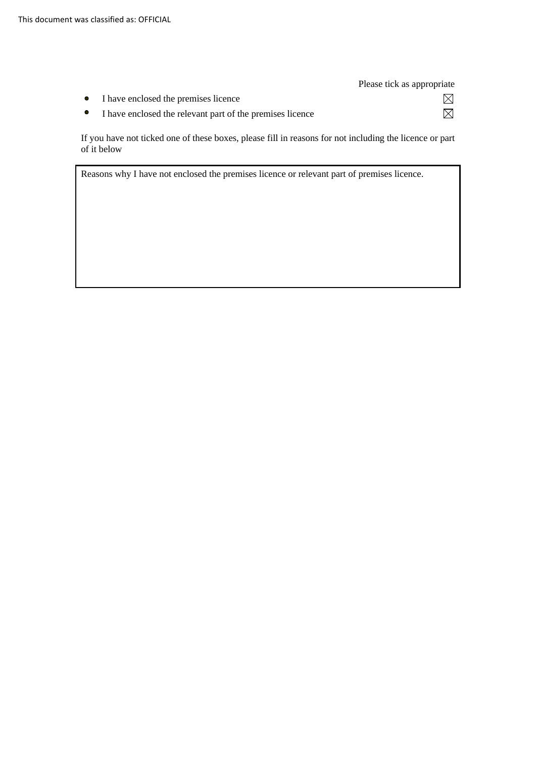Please tick as appropriate

- I have enclosed the premises licence ☒
- I have enclosed the relevant part of the premises licence ☒

If you have not ticked one of these boxes, please fill in reasons for not including the licence or part of it below

| Reasons why I have not enclosed the premises licence or relevant part of premises licence. |
| --- |
| |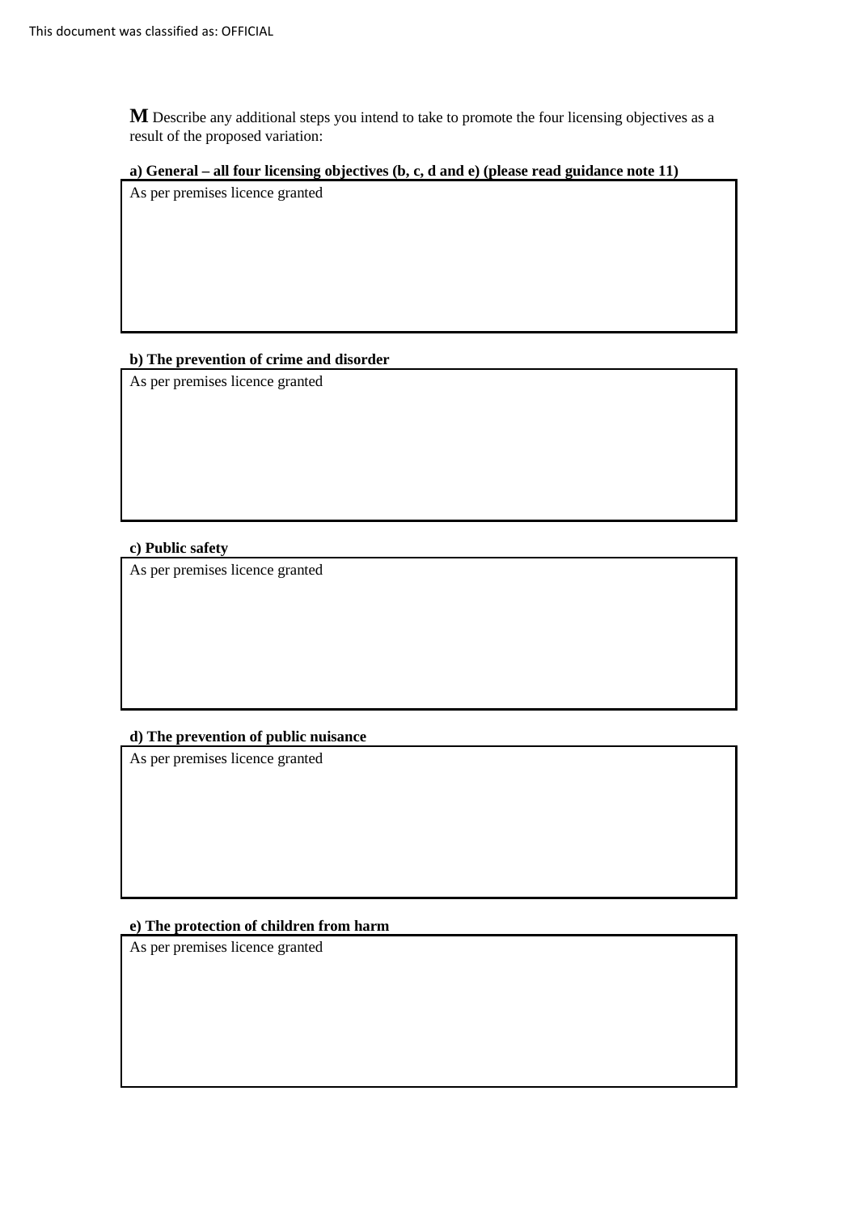**M** Describe any additional steps you intend to take to promote the four licensing objectives as a result of the proposed variation:

**a) General – all four licensing objectives (b, c, d and e) (please read guidance note 11)**

As per premises licence granted

**b) The prevention of crime and disorder**

As per premises licence granted

**c) Public safety**

As per premises licence granted

**d) The prevention of public nuisance**

As per premises licence granted

**e) The protection of children from harm**

As per premises licence granted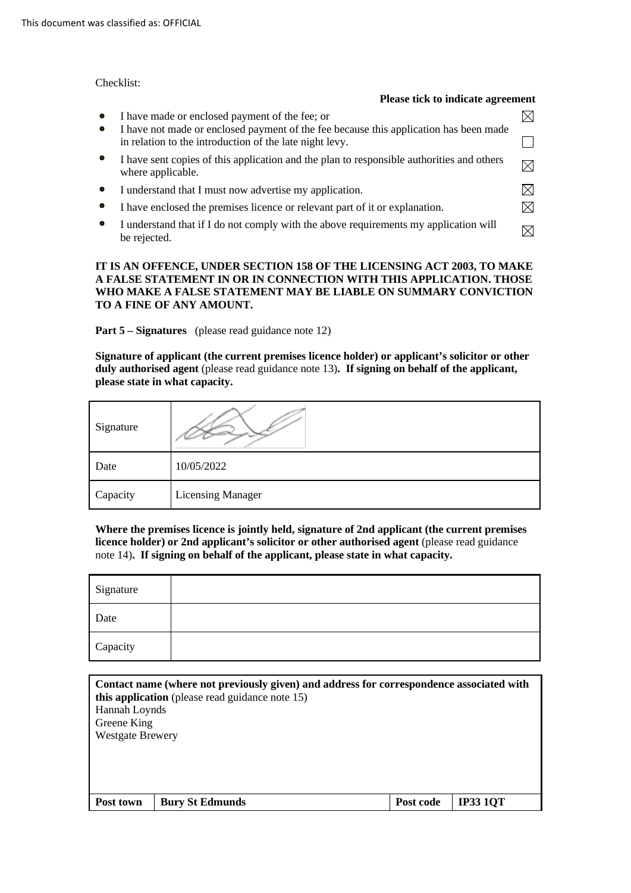Checklist:

**Please tick to indicate agreement**

- I have made or enclosed payment of the fee; or ☒
- I have not made or enclosed payment of the fee because this application has been made in relation to the introduction of the late night levy. ☐
- I have sent copies of this application and the plan to responsible authorities and others where applicable. ☒
- I understand that I must now advertise my application. ☒
- I have enclosed the premises licence or relevant part of it or explanation. ☒
- I understand that if I do not comply with the above requirements my application will be rejected. ☒

**IT IS AN OFFENCE, UNDER SECTION 158 OF THE LICENSING ACT 2003, TO MAKE A FALSE STATEMENT IN OR IN CONNECTION WITH THIS APPLICATION. THOSE WHO MAKE A FALSE STATEMENT MAY BE LIABLE ON SUMMARY CONVICTION TO A FINE OF ANY AMOUNT.**

**Part 5 – Signatures** (please read guidance note 12)

**Signature of applicant (the current premises licence holder) or applicant's solicitor or other duly authorised agent** (please read guidance note 13)**. If signing on behalf of the applicant, please state in what capacity.**

| | |
|---|---|
| Signature | [signature] |
| Date | 10/05/2022 |
| Capacity | Licensing Manager |

**Where the premises licence is jointly held, signature of 2nd applicant (the current premises licence holder) or 2nd applicant's solicitor or other authorised agent** (please read guidance note 14)**. If signing on behalf of the applicant, please state in what capacity.**

| | |
|---|---|
| Signature | |
| Date | |
| Capacity | |

**Contact name (where not previously given) and address for correspondence associated with this application** (please read guidance note 15)
Hannah Loynds
Greene King
Westgate Brewery

| **Post town** | **Bury St Edmunds** | **Post code** | **IP33 1QT** |
|---|---|---|---|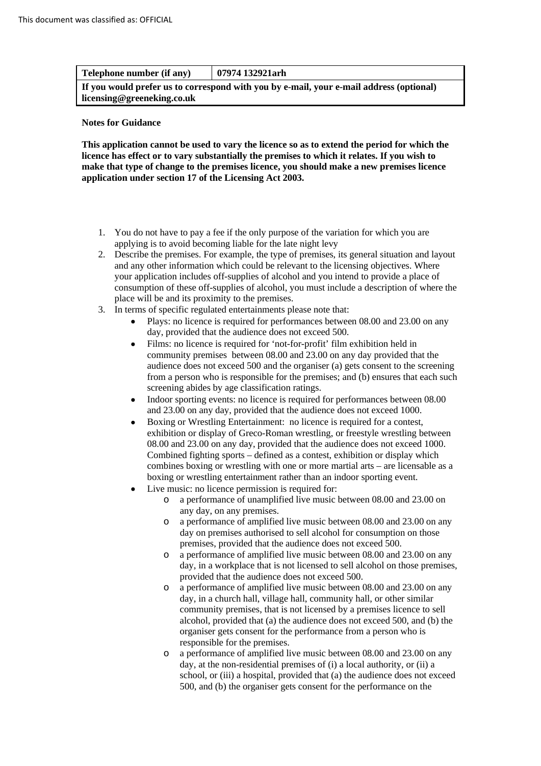| Telephone number (if any) | 07974 132921arh |
|---|---|
| **If you would prefer us to correspond with you by e-mail, your e-mail address (optional)** **licensing@greeneking.co.uk** | |

**Notes for Guidance**

**This application cannot be used to vary the licence so as to extend the period for which the licence has effect or to vary substantially the premises to which it relates. If you wish to make that type of change to the premises licence, you should make a new premises licence application under section 17 of the Licensing Act 2003.**

1. You do not have to pay a fee if the only purpose of the variation for which you are applying is to avoid becoming liable for the late night levy
2. Describe the premises. For example, the type of premises, its general situation and layout and any other information which could be relevant to the licensing objectives. Where your application includes off-supplies of alcohol and you intend to provide a place of consumption of these off-supplies of alcohol, you must include a description of where the place will be and its proximity to the premises.
3. In terms of specific regulated entertainments please note that:
   - Plays: no licence is required for performances between 08.00 and 23.00 on any day, provided that the audience does not exceed 500.
   - Films: no licence is required for 'not-for-profit' film exhibition held in community premises between 08.00 and 23.00 on any day provided that the audience does not exceed 500 and the organiser (a) gets consent to the screening from a person who is responsible for the premises; and (b) ensures that each such screening abides by age classification ratings.
   - Indoor sporting events: no licence is required for performances between 08.00 and 23.00 on any day, provided that the audience does not exceed 1000.
   - Boxing or Wrestling Entertainment: no licence is required for a contest, exhibition or display of Greco-Roman wrestling, or freestyle wrestling between 08.00 and 23.00 on any day, provided that the audience does not exceed 1000. Combined fighting sports – defined as a contest, exhibition or display which combines boxing or wrestling with one or more martial arts – are licensable as a boxing or wrestling entertainment rather than an indoor sporting event.
   - Live music: no licence permission is required for:
     - a performance of unamplified live music between 08.00 and 23.00 on any day, on any premises.
     - a performance of amplified live music between 08.00 and 23.00 on any day on premises authorised to sell alcohol for consumption on those premises, provided that the audience does not exceed 500.
     - a performance of amplified live music between 08.00 and 23.00 on any day, in a workplace that is not licensed to sell alcohol on those premises, provided that the audience does not exceed 500.
     - a performance of amplified live music between 08.00 and 23.00 on any day, in a church hall, village hall, community hall, or other similar community premises, that is not licensed by a premises licence to sell alcohol, provided that (a) the audience does not exceed 500, and (b) the organiser gets consent for the performance from a person who is responsible for the premises.
     - a performance of amplified live music between 08.00 and 23.00 on any day, at the non-residential premises of (i) a local authority, or (ii) a school, or (iii) a hospital, provided that (a) the audience does not exceed 500, and (b) the organiser gets consent for the performance on the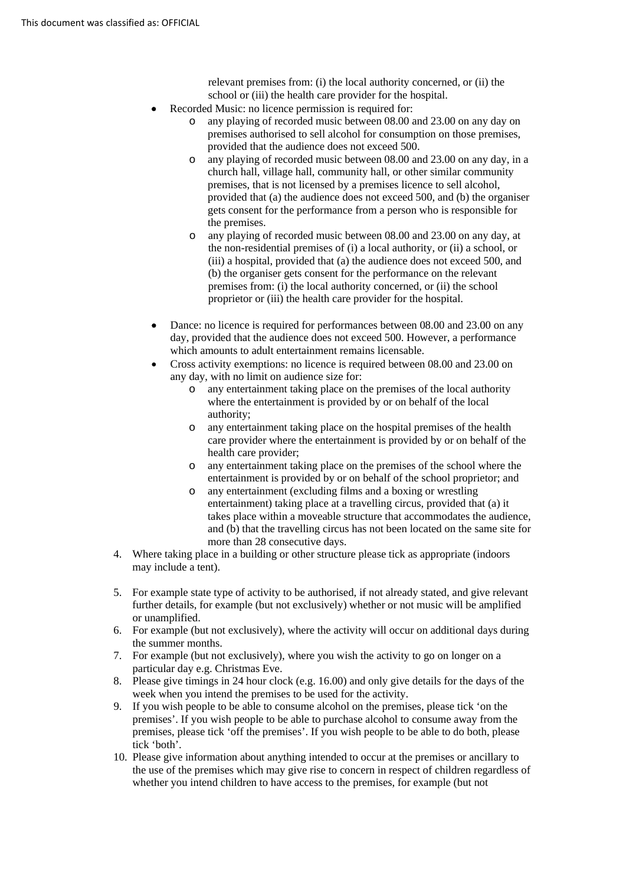relevant premises from: (i) the local authority concerned, or (ii) the school or (iii) the health care provider for the hospital.

- Recorded Music: no licence permission is required for:
    - any playing of recorded music between 08.00 and 23.00 on any day on premises authorised to sell alcohol for consumption on those premises, provided that the audience does not exceed 500.
    - any playing of recorded music between 08.00 and 23.00 on any day, in a church hall, village hall, community hall, or other similar community premises, that is not licensed by a premises licence to sell alcohol, provided that (a) the audience does not exceed 500, and (b) the organiser gets consent for the performance from a person who is responsible for the premises.
    - any playing of recorded music between 08.00 and 23.00 on any day, at the non-residential premises of (i) a local authority, or (ii) a school, or (iii) a hospital, provided that (a) the audience does not exceed 500, and (b) the organiser gets consent for the performance on the relevant premises from: (i) the local authority concerned, or (ii) the school proprietor or (iii) the health care provider for the hospital.

- Dance: no licence is required for performances between 08.00 and 23.00 on any day, provided that the audience does not exceed 500. However, a performance which amounts to adult entertainment remains licensable.
- Cross activity exemptions: no licence is required between 08.00 and 23.00 on any day, with no limit on audience size for:
    - any entertainment taking place on the premises of the local authority where the entertainment is provided by or on behalf of the local authority;
    - any entertainment taking place on the hospital premises of the health care provider where the entertainment is provided by or on behalf of the health care provider;
    - any entertainment taking place on the premises of the school where the entertainment is provided by or on behalf of the school proprietor; and
    - any entertainment (excluding films and a boxing or wrestling entertainment) taking place at a travelling circus, provided that (a) it takes place within a moveable structure that accommodates the audience, and (b) that the travelling circus has not been located on the same site for more than 28 consecutive days.

4. Where taking place in a building or other structure please tick as appropriate (indoors may include a tent).
5. For example state type of activity to be authorised, if not already stated, and give relevant further details, for example (but not exclusively) whether or not music will be amplified or unamplified.
6. For example (but not exclusively), where the activity will occur on additional days during the summer months.
7. For example (but not exclusively), where you wish the activity to go on longer on a particular day e.g. Christmas Eve.
8. Please give timings in 24 hour clock (e.g. 16.00) and only give details for the days of the week when you intend the premises to be used for the activity.
9. If you wish people to be able to consume alcohol on the premises, please tick 'on the premises'. If you wish people to be able to purchase alcohol to consume away from the premises, please tick 'off the premises'. If you wish people to be able to do both, please tick 'both'.
10. Please give information about anything intended to occur at the premises or ancillary to the use of the premises which may give rise to concern in respect of children regardless of whether you intend children to have access to the premises, for example (but not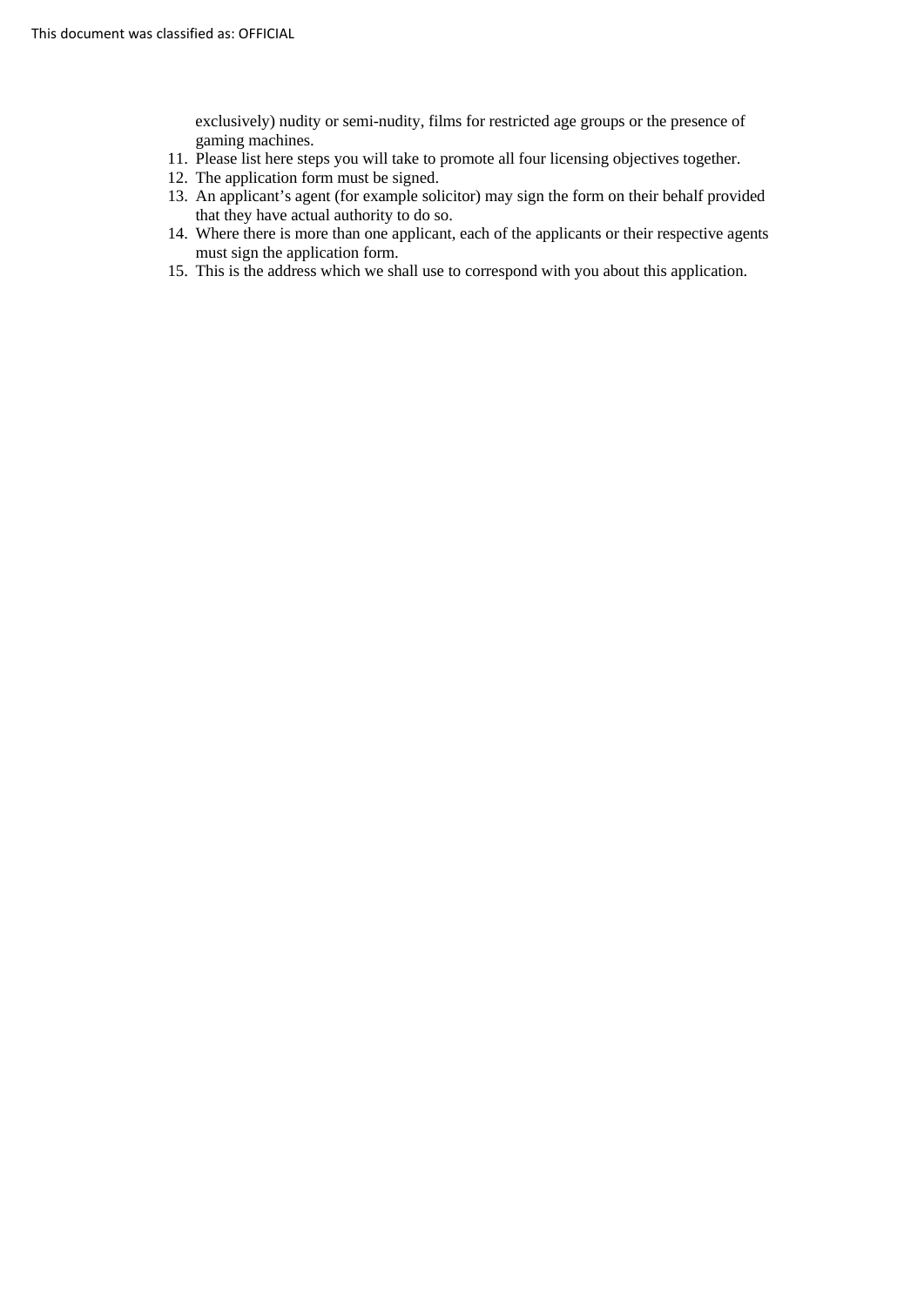exclusively) nudity or semi-nudity, films for restricted age groups or the presence of gaming machines.

11. Please list here steps you will take to promote all four licensing objectives together.
12. The application form must be signed.
13. An applicant's agent (for example solicitor) may sign the form on their behalf provided that they have actual authority to do so.
14. Where there is more than one applicant, each of the applicants or their respective agents must sign the application form.
15. This is the address which we shall use to correspond with you about this application.